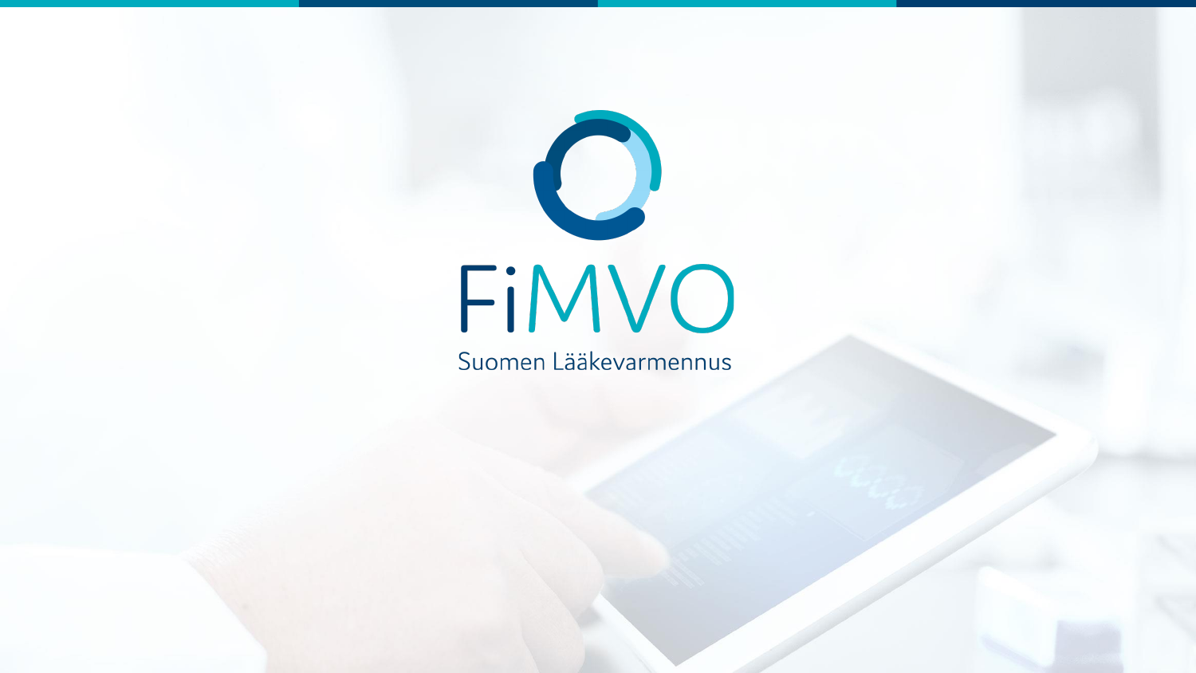# FiMVO

Suomen Lääkevarmennus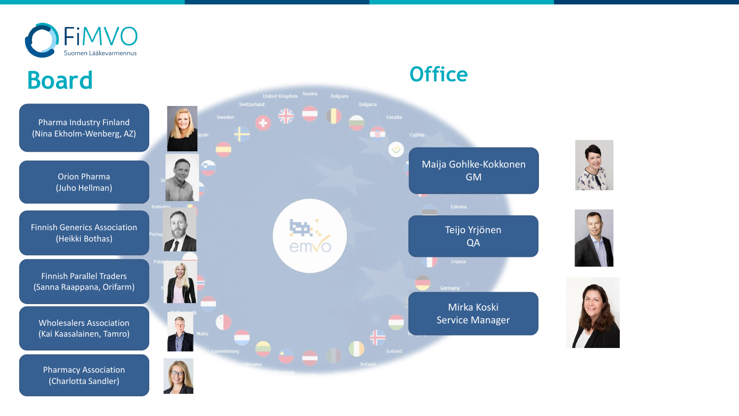FiMVO
Suomen Lääkevarmennus

## Board

- Pharma Industry Finland (Nina Ekholm-Wenberg, AZ)
- Orion Pharma (Juho Hellman)
- Finnish Generics Association (Heikki Bothas)
- Finnish Parallel Traders (Sanna Raappana, Orifarm)
- Wholesalers Association (Kai Kaasalainen, Tamro)
- Pharmacy Association (Charlotta Sandler)

## Office

- Maija Gohlke-Kokkonen GM
- Teijo Yrjönen QA
- Mirka Koski Service Manager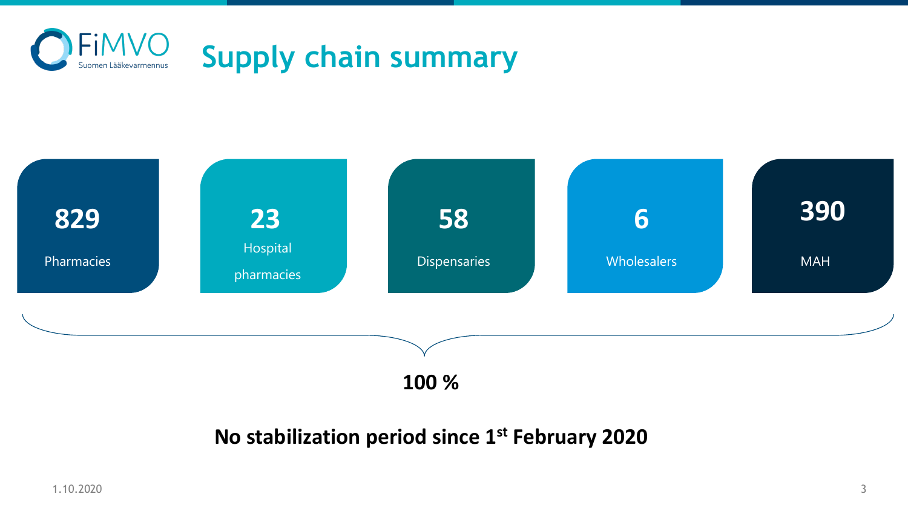# Supply chain summary

- **829** Pharmacies
- **23** Hospital pharmacies
- **58** Dispensaries
- **6** Wholesalers
- **390** MAH

**100 %**

**No stabilization period since 1st February 2020**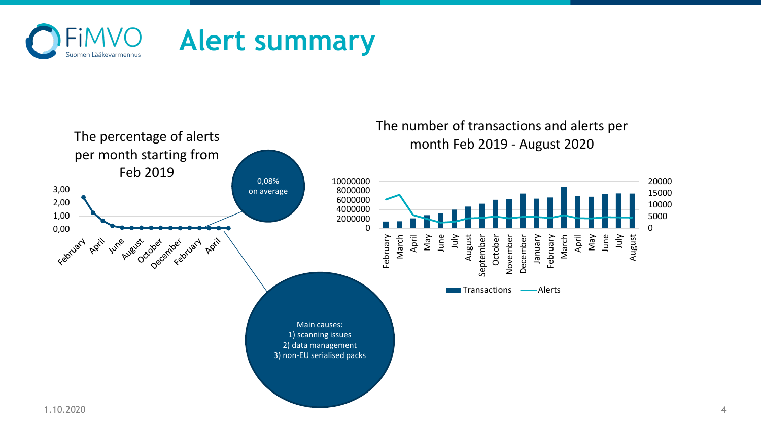# Alert summary

The percentage of alerts per month starting from Feb 2019

3,00
2,00
1,00
0,00

February, April, June, August, October, December, February, April

0,08% on average

Main causes:
1) scanning issues
2) data management
3) non-EU serialised packs

The number of transactions and alerts per month Feb 2019 - August 2020

10000000
8000000
6000000
4000000
2000000
0

20000
15000
10000
5000
0

February, March, April, May, June, July, August, September, October, November, December, January, February, March, April, May, June, July, August

Transactions — Alerts

1.10.2020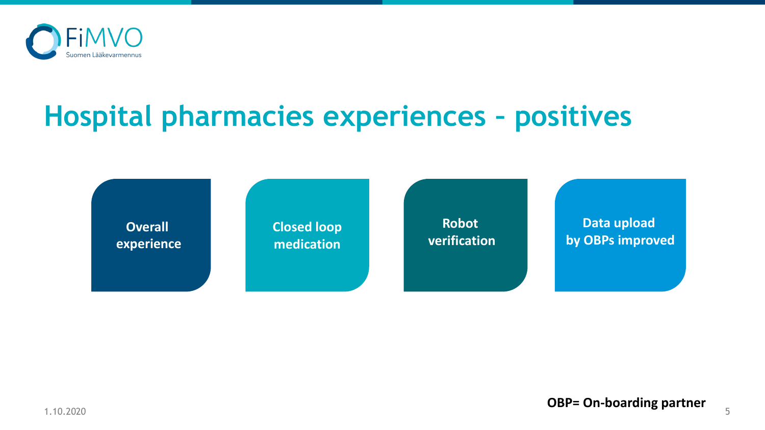# Hospital pharmacies experiences – positives

- **Overall experience**
- **Closed loop medication**
- **Robot verification**
- **Data upload by OBPs improved**

**OBP= On-boarding partner**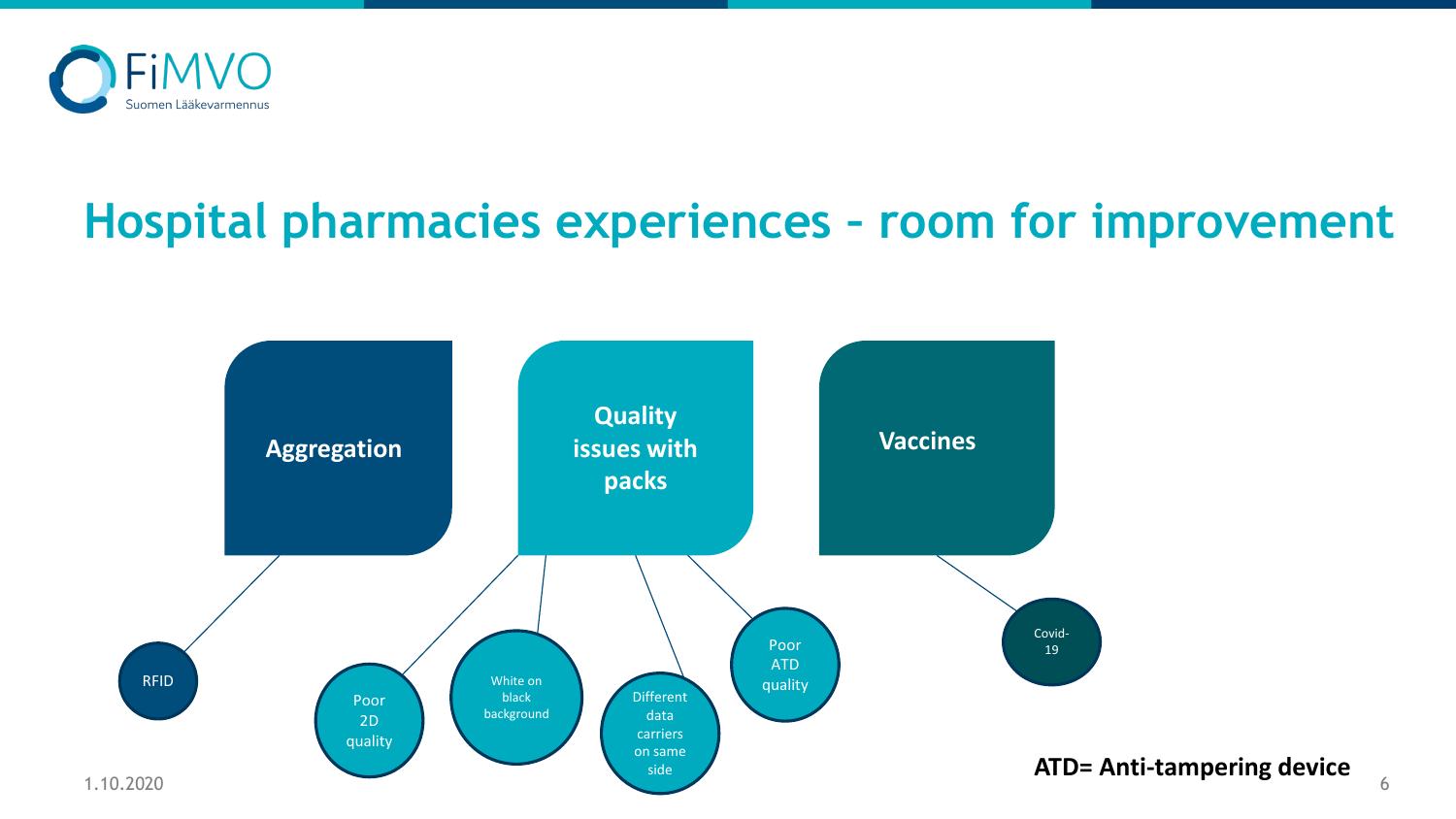# Hospital pharmacies experiences – room for improvement

- **Aggregation**
  - RFID
- **Quality issues with packs**
  - Poor 2D quality
  - White on black background
  - Different data carriers on same side
  - Poor ATD quality
- **Vaccines**
  - Covid-19

**ATD= Anti-tampering device**

1.10.2020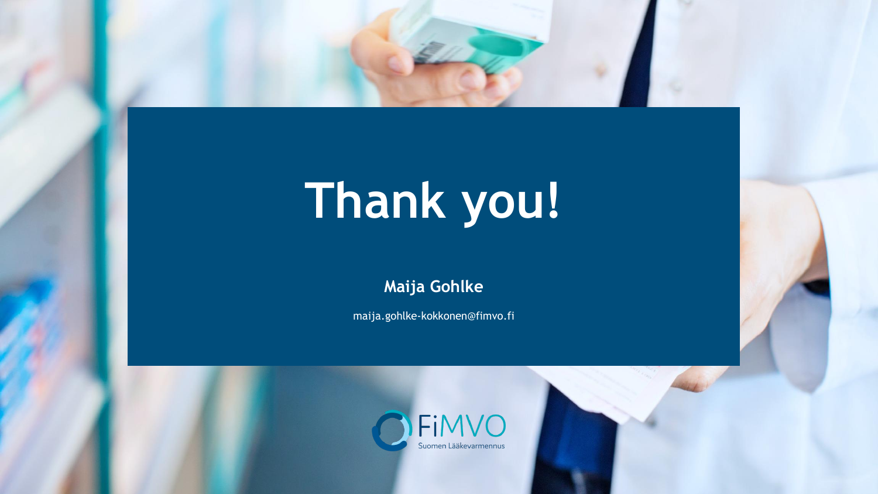# Thank you!

**Maija Gohlke**

maija.gohlke-kokkonen@fimvo.fi

FiMVO
Suomen Lääkevarmennus